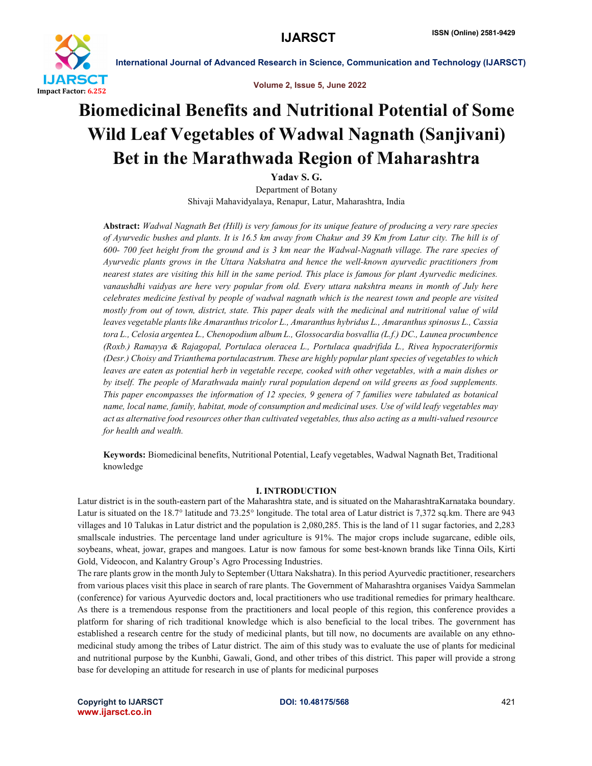# Biomedicinal Benefits and Nutritional Potential of Some Wild Leaf Vegetables of Wadwal Nagnath (Sanjivani) Bet in the Marathwada Region of Maharashtra

**Yadav S. G.**

Department of Botany

Shivaji Mahavidyalaya, Renapur, Latur, Maharashtra, India

**Abstract:** *Wadwal Nagnath Bet (Hill) is very famous for its unique feature of producing a very rare species of Ayurvedic bushes and plants. It is 16.5 km away from Chakur and 39 Km from Latur city. The hill is of 600- 700 feet height from the ground and is 3 km near the Wadwal-Nagnath village. The rare species of Ayurvedic plants grows in the Uttara Nakshatra and hence the well-known ayurvedic practitioners from nearest states are visiting this hill in the same period. This place is famous for plant Ayurvedic medicines. vanaushdhi vaidyas are here very popular from old. Every uttara nakshtra means in month of July here celebrates medicine festival by people of wadwal nagnath which is the nearest town and people are visited mostly from out of town, district, state. This paper deals with the medicinal and nutritional value of wild leaves vegetable plants like Amaranthus tricolor L., Amaranthus hybridus L., Amaranthus spinosus L., Cassia tora L., Celosia argentea L., Chenopodium album L., Glossocardia bosvallia (L.f.) DC., Launea procumbence (Roxb.) Ramayya & Rajagopal, Portulaca oleracea L., Portulaca quadrifida L., Rivea hypocrateriformis (Desr.) Choisy and Trianthema portulacastrum. These are highly popular plant species of vegetables to which leaves are eaten as potential herb in vegetable recepe, cooked with other vegetables, with a main dishes or by itself. The people of Marathwada mainly rural population depend on wild greens as food supplements. This paper encompasses the information of 12 species, 9 genera of 7 families were tabulated as botanical name, local name, family, habitat, mode of consumption and medicinal uses. Use of wild leafy vegetables may act as alternative food resources other than cultivated vegetables, thus also acting as a multi-valued resource for health and wealth.*

**Keywords:** Biomedicinal benefits, Nutritional Potential, Leafy vegetables, Wadwal Nagnath Bet, Traditional knowledge

## I. INTRODUCTION

Latur district is in the south-eastern part of the Maharashtra state, and is situated on the MaharashtraKarnataka boundary. Latur is situated on the 18.7° latitude and 73.25° longitude. The total area of Latur district is 7,372 sq.km. There are 943 villages and 10 Talukas in Latur district and the population is 2,080,285. This is the land of 11 sugar factories, and 2,283 smallscale industries. The percentage land under agriculture is 91%. The major crops include sugarcane, edible oils, soybeans, wheat, jowar, grapes and mangoes. Latur is now famous for some best-known brands like Tinna Oils, Kirti Gold, Videocon, and Kalantry Group's Agro Processing Industries.

The rare plants grow in the month July to September (Uttara Nakshatra). In this period Ayurvedic practitioner, researchers from various places visit this place in search of rare plants. The Government of Maharashtra organises Vaidya Sammelan (conference) for various Ayurvedic doctors and, local practitioners who use traditional remedies for primary healthcare. As there is a tremendous response from the practitioners and local people of this region, this conference provides a platform for sharing of rich traditional knowledge which is also beneficial to the local tribes. The government has established a research centre for the study of medicinal plants, but till now, no documents are available on any ethno-medicinal study among the tribes of Latur district. The aim of this study was to evaluate the use of plants for medicinal and nutritional purpose by the Kunbhi, Gawali, Gond, and other tribes of this district. This paper will provide a strong base for developing an attitude for research in use of plants for medicinal purposes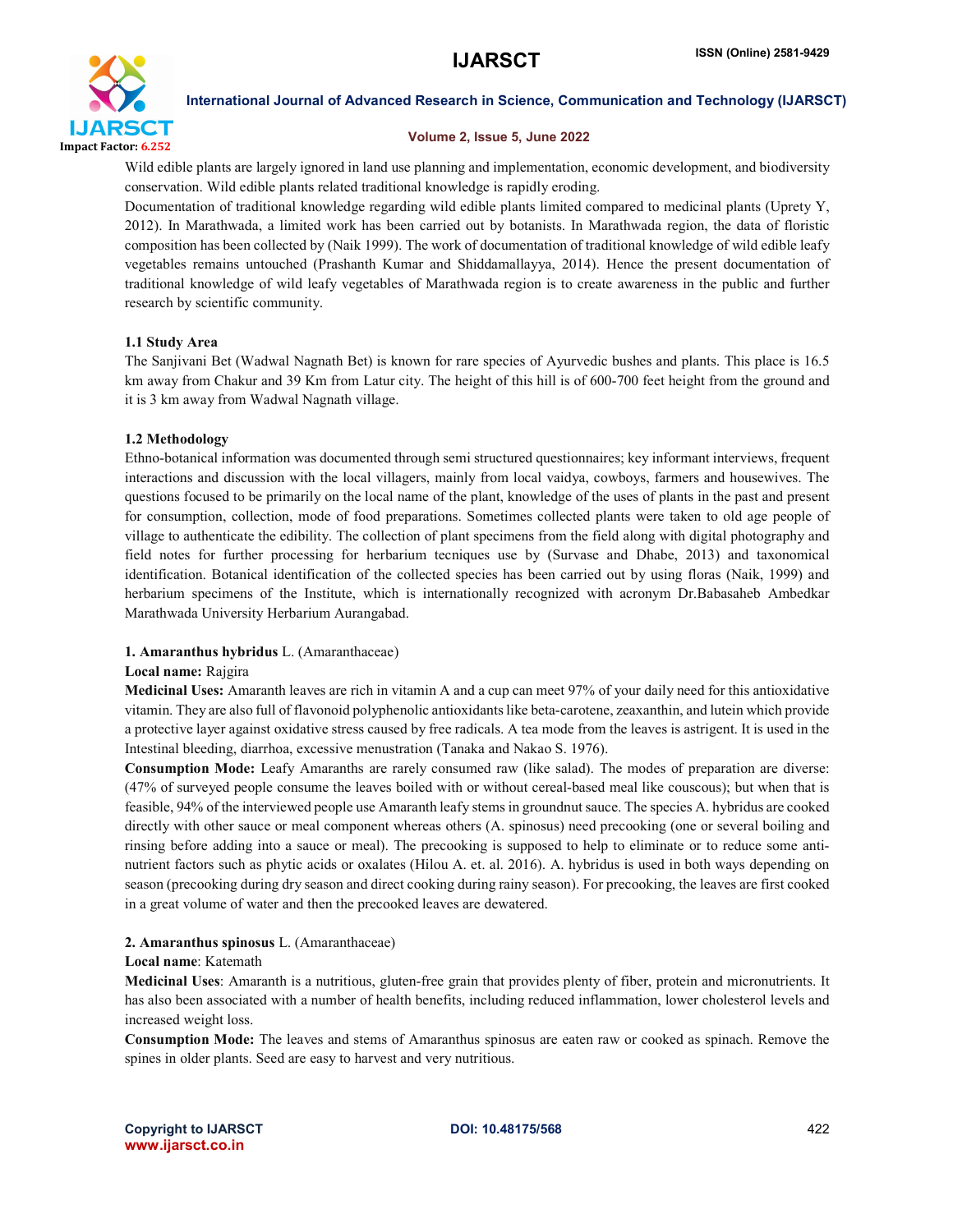Wild edible plants are largely ignored in land use planning and implementation, economic development, and biodiversity conservation. Wild edible plants related traditional knowledge is rapidly eroding.

Documentation of traditional knowledge regarding wild edible plants limited compared to medicinal plants (Uprety Y, 2012). In Marathwada, a limited work has been carried out by botanists. In Marathwada region, the data of floristic composition has been collected by (Naik 1999). The work of documentation of traditional knowledge of wild edible leafy vegetables remains untouched (Prashanth Kumar and Shiddamallayya, 2014). Hence the present documentation of traditional knowledge of wild leafy vegetables of Marathwada region is to create awareness in the public and further research by scientific community.

### 1.1 Study Area

The Sanjivani Bet (Wadwal Nagnath Bet) is known for rare species of Ayurvedic bushes and plants. This place is 16.5 km away from Chakur and 39 Km from Latur city. The height of this hill is of 600-700 feet height from the ground and it is 3 km away from Wadwal Nagnath village.

### 1.2 Methodology

Ethno-botanical information was documented through semi structured questionnaires; key informant interviews, frequent interactions and discussion with the local villagers, mainly from local vaidya, cowboys, farmers and housewives. The questions focused to be primarily on the local name of the plant, knowledge of the uses of plants in the past and present for consumption, collection, mode of food preparations. Sometimes collected plants were taken to old age people of village to authenticate the edibility. The collection of plant specimens from the field along with digital photography and field notes for further processing for herbarium tecniques use by (Survase and Dhabe, 2013) and taxonomical identification. Botanical identification of the collected species has been carried out by using floras (Naik, 1999) and herbarium specimens of the Institute, which is internationally recognized with acronym Dr.Babasaheb Ambedkar Marathwada University Herbarium Aurangabad.

**1. *Amaranthus hybridus* L.** (Amaranthaceae)

**Local name:** Rajgira

**Medicinal Uses:** Amaranth leaves are rich in vitamin A and a cup can meet 97% of your daily need for this antioxidative vitamin. They are also full of flavonoid polyphenolic antioxidants like beta-carotene, zeaxanthin, and lutein which provide a protective layer against oxidative stress caused by free radicals. A tea mode from the leaves is astrigent. It is used in the Intestinal bleeding, diarrhoa, excessive menustration (Tanaka and Nakao S. 1976).

**Consumption Mode:** Leafy Amaranths are rarely consumed raw (like salad). The modes of preparation are diverse: (47% of surveyed people consume the leaves boiled with or without cereal-based meal like couscous); but when that is feasible, 94% of the interviewed people use Amaranth leafy stems in groundnut sauce. The species A. hybridus are cooked directly with other sauce or meal component whereas others (A. spinosus) need precooking (one or several boiling and rinsing before adding into a sauce or meal). The precooking is supposed to help to eliminate or to reduce some anti-nutrient factors such as phytic acids or oxalates (Hilou A. et. al. 2016). A. hybridus is used in both ways depending on season (precooking during dry season and direct cooking during rainy season). For precooking, the leaves are first cooked in a great volume of water and then the precooked leaves are dewatered.

**2. *Amaranthus spinosus* L.** (Amaranthaceae)

**Local name**: Katemath

**Medicinal Uses**: Amaranth is a nutritious, gluten-free grain that provides plenty of fiber, protein and micronutrients. It has also been associated with a number of health benefits, including reduced inflammation, lower cholesterol levels and increased weight loss.

**Consumption Mode:** The leaves and stems of Amaranthus spinosus are eaten raw or cooked as spinach. Remove the spines in older plants. Seed are easy to harvest and very nutritious.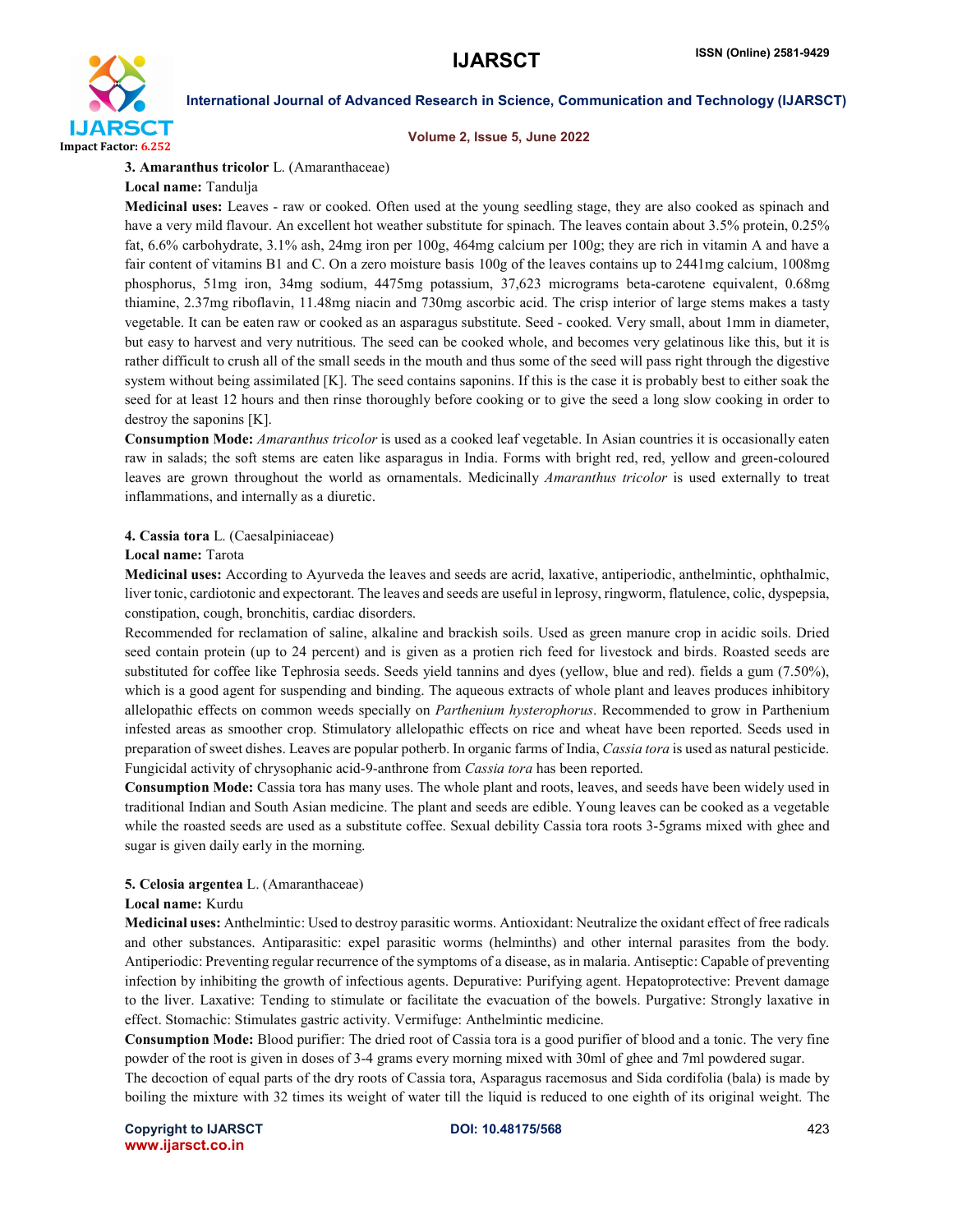**3. Amaranthus tricolor** L. (Amaranthaceae)

**Local name:** Tandulja

**Medicinal uses:** Leaves - raw or cooked. Often used at the young seedling stage, they are also cooked as spinach and have a very mild flavour. An excellent hot weather substitute for spinach. The leaves contain about 3.5% protein, 0.25% fat, 6.6% carbohydrate, 3.1% ash, 24mg iron per 100g, 464mg calcium per 100g; they are rich in vitamin A and have a fair content of vitamins B1 and C. On a zero moisture basis 100g of the leaves contains up to 2441mg calcium, 1008mg phosphorus, 51mg iron, 34mg sodium, 4475mg potassium, 37,623 micrograms beta-carotene equivalent, 0.68mg thiamine, 2.37mg riboflavin, 11.48mg niacin and 730mg ascorbic acid. The crisp interior of large stems makes a tasty vegetable. It can be eaten raw or cooked as an asparagus substitute. Seed - cooked. Very small, about 1mm in diameter, but easy to harvest and very nutritious. The seed can be cooked whole, and becomes very gelatinous like this, but it is rather difficult to crush all of the small seeds in the mouth and thus some of the seed will pass right through the digestive system without being assimilated [K]. The seed contains saponins. If this is the case it is probably best to either soak the seed for at least 12 hours and then rinse thoroughly before cooking or to give the seed a long slow cooking in order to destroy the saponins [K].

**Consumption Mode:** *Amaranthus tricolor* is used as a cooked leaf vegetable. In Asian countries it is occasionally eaten raw in salads; the soft stems are eaten like asparagus in India. Forms with bright red, red, yellow and green-coloured leaves are grown throughout the world as ornamentals. Medicinally *Amaranthus tricolor* is used externally to treat inflammations, and internally as a diuretic.

**4. Cassia tora** L. (Caesalpiniaceae)

**Local name:** Tarota

**Medicinal uses:** According to Ayurveda the leaves and seeds are acrid, laxative, antiperiodic, anthelmintic, ophthalmic, liver tonic, cardiotonic and expectorant. The leaves and seeds are useful in leprosy, ringworm, flatulence, colic, dyspepsia, constipation, cough, bronchitis, cardiac disorders.

Recommended for reclamation of saline, alkaline and brackish soils. Used as green manure crop in acidic soils. Dried seed contain protein (up to 24 percent) and is given as a protien rich feed for livestock and birds. Roasted seeds are substituted for coffee like Tephrosia seeds. Seeds yield tannins and dyes (yellow, blue and red). fields a gum (7.50%), which is a good agent for suspending and binding. The aqueous extracts of whole plant and leaves produces inhibitory allelopathic effects on common weeds specially on *Parthenium hysterophorus*. Recommended to grow in Parthenium infested areas as smoother crop. Stimulatory allelopathic effects on rice and wheat have been reported. Seeds used in preparation of sweet dishes. Leaves are popular potherb. In organic farms of India, *Cassia tora* is used as natural pesticide. Fungicidal activity of chrysophanic acid-9-anthrone from *Cassia tora* has been reported.

**Consumption Mode:** Cassia tora has many uses. The whole plant and roots, leaves, and seeds have been widely used in traditional Indian and South Asian medicine. The plant and seeds are edible. Young leaves can be cooked as a vegetable while the roasted seeds are used as a substitute coffee. Sexual debility Cassia tora roots 3-5grams mixed with ghee and sugar is given daily early in the morning.

**5. Celosia argentea** L. (Amaranthaceae)

**Local name:** Kurdu

**Medicinal uses:** Anthelmintic: Used to destroy parasitic worms. Antioxidant: Neutralize the oxidant effect of free radicals and other substances. Antiparasitic: expel parasitic worms (helminths) and other internal parasites from the body. Antiperiodic: Preventing regular recurrence of the symptoms of a disease, as in malaria. Antiseptic: Capable of preventing infection by inhibiting the growth of infectious agents. Depurative: Purifying agent. Hepatoprotective: Prevent damage to the liver. Laxative: Tending to stimulate or facilitate the evacuation of the bowels. Purgative: Strongly laxative in effect. Stomachic: Stimulates gastric activity. Vermifuge: Anthelmintic medicine.

**Consumption Mode:** Blood purifier: The dried root of Cassia tora is a good purifier of blood and a tonic. The very fine powder of the root is given in doses of 3-4 grams every morning mixed with 30ml of ghee and 7ml powdered sugar.

The decoction of equal parts of the dry roots of Cassia tora, Asparagus racemosus and Sida cordifolia (bala) is made by boiling the mixture with 32 times its weight of water till the liquid is reduced to one eighth of its original weight. The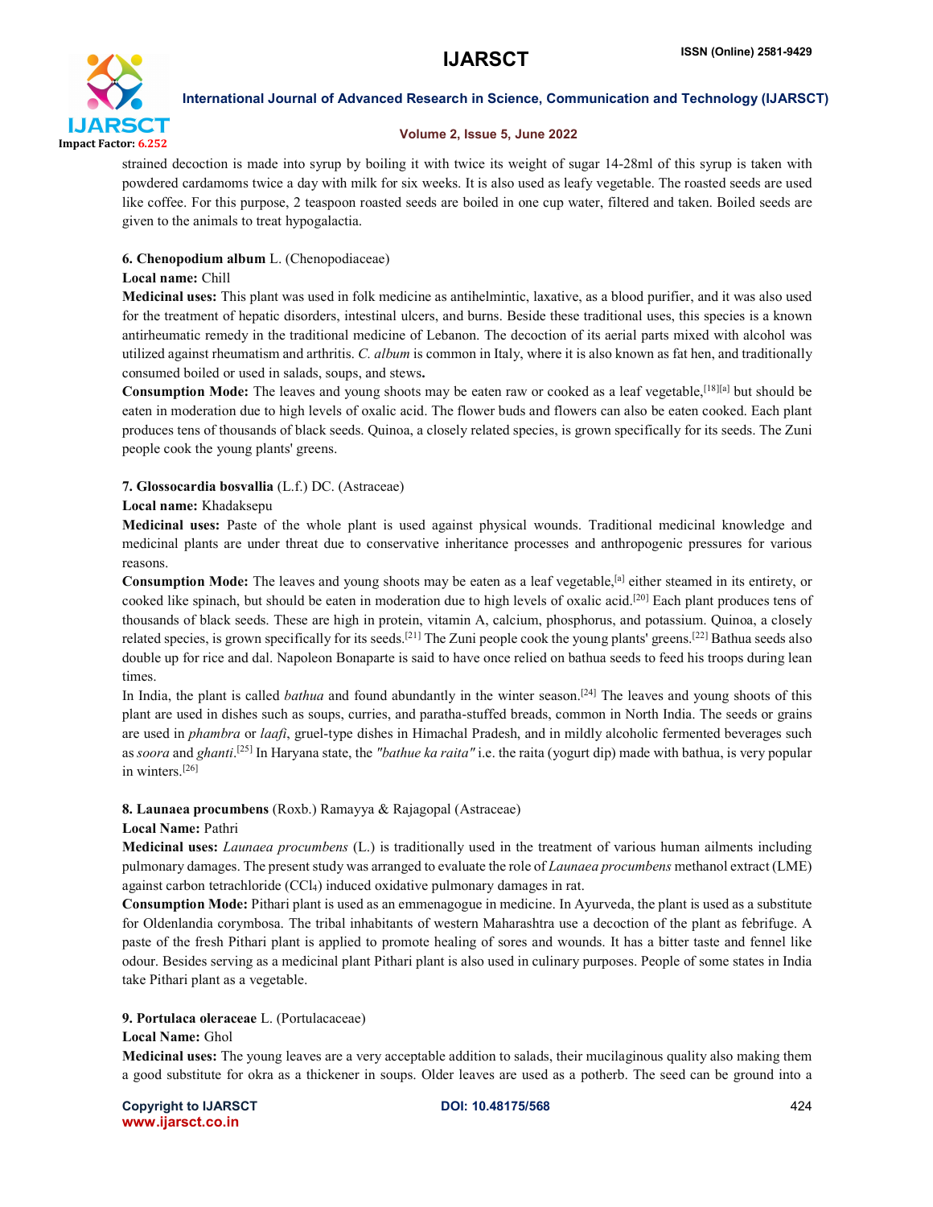strained decoction is made into syrup by boiling it with twice its weight of sugar 14-28ml of this syrup is taken with powdered cardamoms twice a day with milk for six weeks. It is also used as leafy vegetable. The roasted seeds are used like coffee. For this purpose, 2 teaspoon roasted seeds are boiled in one cup water, filtered and taken. Boiled seeds are given to the animals to treat hypogalactia.

**6. Chenopodium album** L. (Chenopodiaceae)

**Local name:** Chill

**Medicinal uses:** This plant was used in folk medicine as antihelmintic, laxative, as a blood purifier, and it was also used for the treatment of hepatic disorders, intestinal ulcers, and burns. Beside these traditional uses, this species is a known antirheumatic remedy in the traditional medicine of Lebanon. The decoction of its aerial parts mixed with alcohol was utilized against rheumatism and arthritis. *C. album* is common in Italy, where it is also known as fat hen, and traditionally consumed boiled or used in salads, soups, and stews**.**

**Consumption Mode:** The leaves and young shoots may be eaten raw or cooked as a leaf vegetable,[18][a] but should be eaten in moderation due to high levels of oxalic acid. The flower buds and flowers can also be eaten cooked. Each plant produces tens of thousands of black seeds. Quinoa, a closely related species, is grown specifically for its seeds. The Zuni people cook the young plants' greens.

**7. Glossocardia bosvallia** (L.f.) DC. (Astraceae)

**Local name:** Khadaksepu

**Medicinal uses:** Paste of the whole plant is used against physical wounds. Traditional medicinal knowledge and medicinal plants are under threat due to conservative inheritance processes and anthropogenic pressures for various reasons.

**Consumption Mode:** The leaves and young shoots may be eaten as a leaf vegetable,[a] either steamed in its entirety, or cooked like spinach, but should be eaten in moderation due to high levels of oxalic acid.[20] Each plant produces tens of thousands of black seeds. These are high in protein, vitamin A, calcium, phosphorus, and potassium. Quinoa, a closely related species, is grown specifically for its seeds.[21] The Zuni people cook the young plants' greens.[22] Bathua seeds also double up for rice and dal. Napoleon Bonaparte is said to have once relied on bathua seeds to feed his troops during lean times.

In India, the plant is called *bathua* and found abundantly in the winter season.[24] The leaves and young shoots of this plant are used in dishes such as soups, curries, and paratha-stuffed breads, common in North India. The seeds or grains are used in *phambra* or *laafi*, gruel-type dishes in Himachal Pradesh, and in mildly alcoholic fermented beverages such as *soora* and *ghanti*.[25] In Haryana state, the *"bathue ka raita"* i.e. the raita (yogurt dip) made with bathua, is very popular in winters.[26]

**8. Launaea procumbens** (Roxb.) Ramayya & Rajagopal (Astraceae)

**Local Name:** Pathri

**Medicinal uses:** *Launaea procumbens* (L.) is traditionally used in the treatment of various human ailments including pulmonary damages. The present study was arranged to evaluate the role of *Launaea procumbens* methanol extract (LME) against carbon tetrachloride ($CCl_4$) induced oxidative pulmonary damages in rat.

**Consumption Mode:** Pithari plant is used as an emmenagogue in medicine. In Ayurveda, the plant is used as a substitute for Oldenlandia corymbosa. The tribal inhabitants of western Maharashtra use a decoction of the plant as febrifuge. A paste of the fresh Pithari plant is applied to promote healing of sores and wounds. It has a bitter taste and fennel like odour. Besides serving as a medicinal plant Pithari plant is also used in culinary purposes. People of some states in India take Pithari plant as a vegetable.

**9. Portulaca oleraceae** L. (Portulacaceae)

**Local Name:** Ghol

**Medicinal uses:** The young leaves are a very acceptable addition to salads, their mucilaginous quality also making them a good substitute for okra as a thickener in soups. Older leaves are used as a potherb. The seed can be ground into a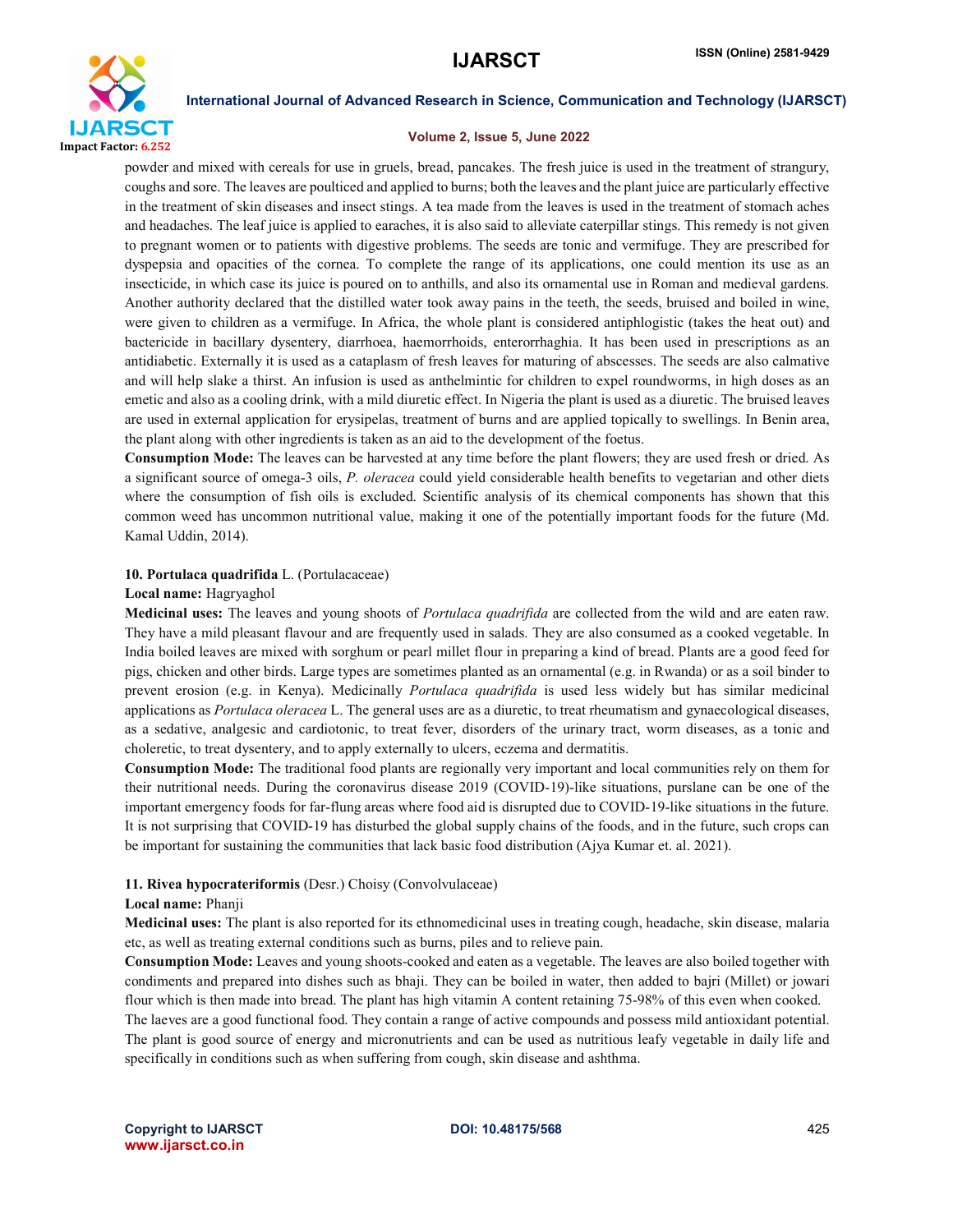powder and mixed with cereals for use in gruels, bread, pancakes. The fresh juice is used in the treatment of strangury, coughs and sore. The leaves are poulticed and applied to burns; both the leaves and the plant juice are particularly effective in the treatment of skin diseases and insect stings. A tea made from the leaves is used in the treatment of stomach aches and headaches. The leaf juice is applied to earaches, it is also said to alleviate caterpillar stings. This remedy is not given to pregnant women or to patients with digestive problems. The seeds are tonic and vermifuge. They are prescribed for dyspepsia and opacities of the cornea. To complete the range of its applications, one could mention its use as an insecticide, in which case its juice is poured on to anthills, and also its ornamental use in Roman and medieval gardens. Another authority declared that the distilled water took away pains in the teeth, the seeds, bruised and boiled in wine, were given to children as a vermifuge. In Africa, the whole plant is considered antiphlogistic (takes the heat out) and bactericide in bacillary dysentery, diarrhoea, haemorrhoids, enterorrhaghia. It has been used in prescriptions as an antidiabetic. Externally it is used as a cataplasm of fresh leaves for maturing of abscesses. The seeds are also calmative and will help slake a thirst. An infusion is used as anthelmintic for children to expel roundworms, in high doses as an emetic and also as a cooling drink, with a mild diuretic effect. In Nigeria the plant is used as a diuretic. The bruised leaves are used in external application for erysipelas, treatment of burns and are applied topically to swellings. In Benin area, the plant along with other ingredients is taken as an aid to the development of the foetus.

**Consumption Mode:** The leaves can be harvested at any time before the plant flowers; they are used fresh or dried. As a significant source of omega-3 oils, *P. oleracea* could yield considerable health benefits to vegetarian and other diets where the consumption of fish oils is excluded. Scientific analysis of its chemical components has shown that this common weed has uncommon nutritional value, making it one of the potentially important foods for the future (Md. Kamal Uddin, 2014).

**10. Portulaca quadrifida** L. (Portulacaceae)

**Local name:** Hagryaghol

**Medicinal uses:** The leaves and young shoots of *Portulaca quadrifida* are collected from the wild and are eaten raw. They have a mild pleasant flavour and are frequently used in salads. They are also consumed as a cooked vegetable. In India boiled leaves are mixed with sorghum or pearl millet flour in preparing a kind of bread. Plants are a good feed for pigs, chicken and other birds. Large types are sometimes planted as an ornamental (e.g. in Rwanda) or as a soil binder to prevent erosion (e.g. in Kenya). Medicinally *Portulaca quadrifida* is used less widely but has similar medicinal applications as *Portulaca oleracea* L. The general uses are as a diuretic, to treat rheumatism and gynaecological diseases, as a sedative, analgesic and cardiotonic, to treat fever, disorders of the urinary tract, worm diseases, as a tonic and choleretic, to treat dysentery, and to apply externally to ulcers, eczema and dermatitis.

**Consumption Mode:** The traditional food plants are regionally very important and local communities rely on them for their nutritional needs. During the coronavirus disease 2019 (COVID-19)-like situations, purslane can be one of the important emergency foods for far-flung areas where food aid is disrupted due to COVID-19-like situations in the future. It is not surprising that COVID-19 has disturbed the global supply chains of the foods, and in the future, such crops can be important for sustaining the communities that lack basic food distribution (Ajya Kumar et. al. 2021).

**11. Rivea hypocrateriformis** (Desr.) Choisy (Convolvulaceae)

**Local name:** Phanji

**Medicinal uses:** The plant is also reported for its ethnomedicinal uses in treating cough, headache, skin disease, malaria etc, as well as treating external conditions such as burns, piles and to relieve pain.

**Consumption Mode:** Leaves and young shoots-cooked and eaten as a vegetable. The leaves are also boiled together with condiments and prepared into dishes such as bhaji. They can be boiled in water, then added to bajri (Millet) or jowari flour which is then made into bread. The plant has high vitamin A content retaining 75-98% of this even when cooked. The laeves are a good functional food. They contain a range of active compounds and possess mild antioxidant potential. The plant is good source of energy and micronutrients and can be used as nutritious leafy vegetable in daily life and specifically in conditions such as when suffering from cough, skin disease and ashthma.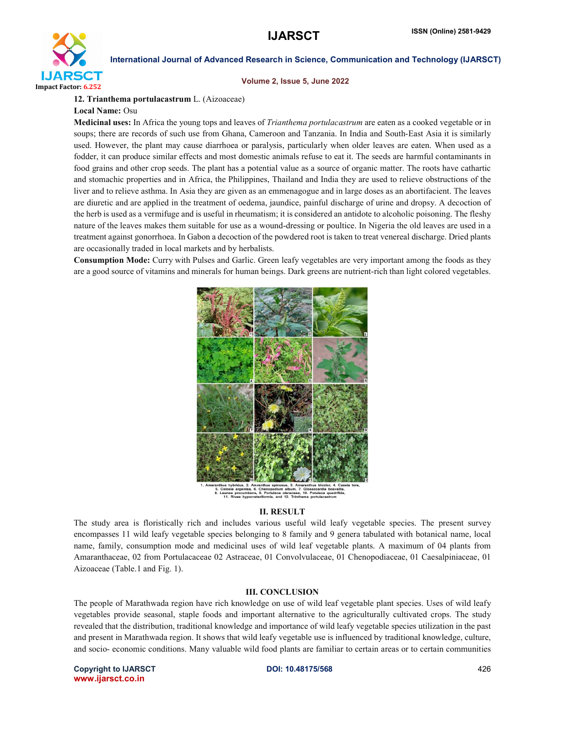**12. Trianthema portulacastrum** L. (Aizoaceae)

**Local Name:** Osu

**Medicinal uses:** In Africa the young tops and leaves of *Trianthema portulacastrum* are eaten as a cooked vegetable or in soups; there are records of such use from Ghana, Cameroon and Tanzania. In India and South-East Asia it is similarly used. However, the plant may cause diarrhoea or paralysis, particularly when older leaves are eaten. When used as a fodder, it can produce similar effects and most domestic animals refuse to eat it. The seeds are harmful contaminants in food grains and other crop seeds. The plant has a potential value as a source of organic matter. The roots have cathartic and stomachic properties and in Africa, the Philippines, Thailand and India they are used to relieve obstructions of the liver and to relieve asthma. In Asia they are given as an emmenagogue and in large doses as an abortifacient. The leaves are diuretic and are applied in the treatment of oedema, jaundice, painful discharge of urine and dropsy. A decoction of the herb is used as a vermifuge and is useful in rheumatism; it is considered an antidote to alcoholic poisoning. The fleshy nature of the leaves makes them suitable for use as a wound-dressing or poultice. In Nigeria the old leaves are used in a treatment against gonorrhoea. In Gabon a decoction of the powdered root is taken to treat venereal discharge. Dried plants are occasionally traded in local markets and by herbalists.

**Consumption Mode:** Curry with Pulses and Garlic. Green leafy vegetables are very important among the foods as they are a good source of vitamins and minerals for human beings. Dark greens are nutrient-rich than light colored vegetables.

1. Amaranthus hybridus, 2. Amranthus spinosus, 3. Amaranthus tricolor, 4. Cassia tora, 5. Celosia argentea, 6. Chenopodium album, 7. Glossocardia bosvallia, 8. Launea procumbens, 9. Portuleca oleraceae, 10. Potuleca quadrifida, 11. Rivea hypocrateriformis, and 12. Trintheme portulacastrum

## II. RESULT

The study area is floristically rich and includes various useful wild leafy vegetable species. The present survey encompasses 11 wild leafy vegetable species belonging to 8 family and 9 genera tabulated with botanical name, local name, family, consumption mode and medicinal uses of wild leaf vegetable plants. A maximum of 04 plants from Amaranthaceae, 02 from Portulacaceae 02 Astraceae, 01 Convolvulaceae, 01 Chenopodiaceae, 01 Caesalpiniaceae, 01 Aizoaceae (Table.1 and Fig. 1).

## III. CONCLUSION

The people of Marathwada region have rich knowledge on use of wild leaf vegetable plant species. Uses of wild leafy vegetables provide seasonal, staple foods and important alternative to the agriculturally cultivated crops. The study revealed that the distribution, traditional knowledge and importance of wild leafy vegetable species utilization in the past and present in Marathwada region. It shows that wild leafy vegetable use is influenced by traditional knowledge, culture, and socio- economic conditions. Many valuable wild food plants are familiar to certain areas or to certain communities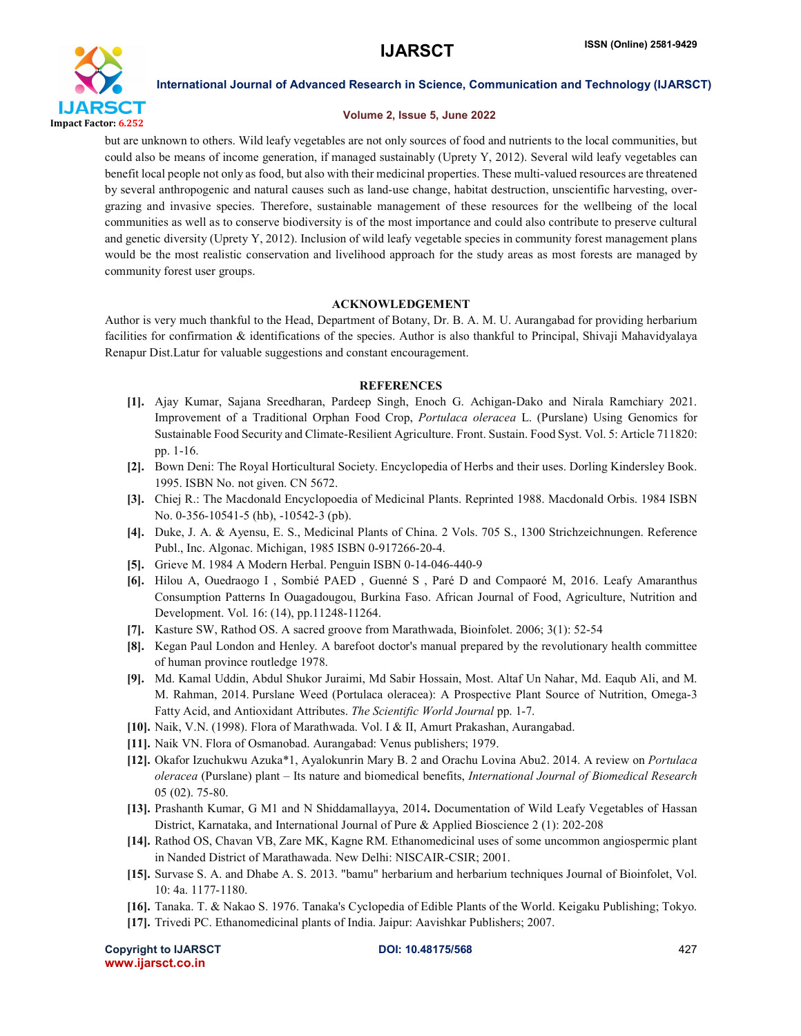but are unknown to others. Wild leafy vegetables are not only sources of food and nutrients to the local communities, but could also be means of income generation, if managed sustainably (Uprety Y, 2012). Several wild leafy vegetables can benefit local people not only as food, but also with their medicinal properties. These multi-valued resources are threatened by several anthropogenic and natural causes such as land-use change, habitat destruction, unscientific harvesting, over-grazing and invasive species. Therefore, sustainable management of these resources for the wellbeing of the local communities as well as to conserve biodiversity is of the most importance and could also contribute to preserve cultural and genetic diversity (Uprety Y, 2012). Inclusion of wild leafy vegetable species in community forest management plans would be the most realistic conservation and livelihood approach for the study areas as most forests are managed by community forest user groups.

## ACKNOWLEDGEMENT

Author is very much thankful to the Head, Department of Botany, Dr. B. A. M. U. Aurangabad for providing herbarium facilities for confirmation & identifications of the species. Author is also thankful to Principal, Shivaji Mahavidyalaya Renapur Dist.Latur for valuable suggestions and constant encouragement.

## REFERENCES

**[1].** Ajay Kumar, Sajana Sreedharan, Pardeep Singh, Enoch G. Achigan-Dako and Nirala Ramchiary 2021. Improvement of a Traditional Orphan Food Crop, *Portulaca oleracea* L. (Purslane) Using Genomics for Sustainable Food Security and Climate-Resilient Agriculture. Front. Sustain. Food Syst. Vol. 5: Article 711820: pp. 1-16.

**[2].** Bown Deni: The Royal Horticultural Society. Encyclopedia of Herbs and their uses. Dorling Kindersley Book. 1995. ISBN No. not given. CN 5672.

**[3].** Chiej R.: The Macdonald Encyclopoedia of Medicinal Plants. Reprinted 1988. Macdonald Orbis. 1984 ISBN No. 0-356-10541-5 (hb), -10542-3 (pb).

**[4].** Duke, J. A. & Ayensu, E. S., Medicinal Plants of China. 2 Vols. 705 S., 1300 Strichzeichnungen. Reference Publ., Inc. Algonac. Michigan, 1985 ISBN 0-917266-20-4.

**[5].** Grieve M. 1984 A Modern Herbal. Penguin ISBN 0-14-046-440-9

**[6].** Hilou A, Ouedraogo I , Sombié PAED , Guenné S , Paré D and Compaoré M, 2016. Leafy Amaranthus Consumption Patterns In Ouagadougou, Burkina Faso. African Journal of Food, Agriculture, Nutrition and Development. Vol. 16: (14), pp.11248-11264.

**[7].** Kasture SW, Rathod OS. A sacred groove from Marathwada, Bioinfolet. 2006; 3(1): 52-54

**[8].** Kegan Paul London and Henley. A barefoot doctor's manual prepared by the revolutionary health committee of human province routledge 1978.

**[9].** Md. Kamal Uddin, Abdul Shukor Juraimi, Md Sabir Hossain, Most. Altaf Un Nahar, Md. Eaqub Ali, and M. M. Rahman, 2014. Purslane Weed (Portulaca oleracea): A Prospective Plant Source of Nutrition, Omega-3 Fatty Acid, and Antioxidant Attributes. *The Scientific World Journal* pp. 1-7.

**[10].** Naik, V.N. (1998). Flora of Marathwada. Vol. I & II, Amurt Prakashan, Aurangabad.

**[11].** Naik VN. Flora of Osmanobad. Aurangabad: Venus publishers; 1979.

**[12].** Okafor Izuchukwu Azuka*1, Ayalokunrin Mary B. 2 and Orachu Lovina Abu2. 2014. A review on *Portulaca oleracea* (Purslane) plant – Its nature and biomedical benefits, *International Journal of Biomedical Research* 05 (02). 75-80.

**[13].** Prashanth Kumar, G M1 and N Shiddamallayya, 2014**.** Documentation of Wild Leafy Vegetables of Hassan District, Karnataka, and International Journal of Pure & Applied Bioscience 2 (1): 202-208

**[14].** Rathod OS, Chavan VB, Zare MK, Kagne RM. Ethanomedicinal uses of some uncommon angiospermic plant in Nanded District of Marathawada. New Delhi: NISCAIR-CSIR; 2001.

**[15].** Survase S. A. and Dhabe A. S. 2013. "bamu" herbarium and herbarium techniques Journal of Bioinfolet, Vol. 10: 4a. 1177-1180.

**[16].** Tanaka. T. & Nakao S. 1976. Tanaka's Cyclopedia of Edible Plants of the World. Keigaku Publishing; Tokyo.

**[17].** Trivedi PC. Ethanomedicinal plants of India. Jaipur: Aavishkar Publishers; 2007.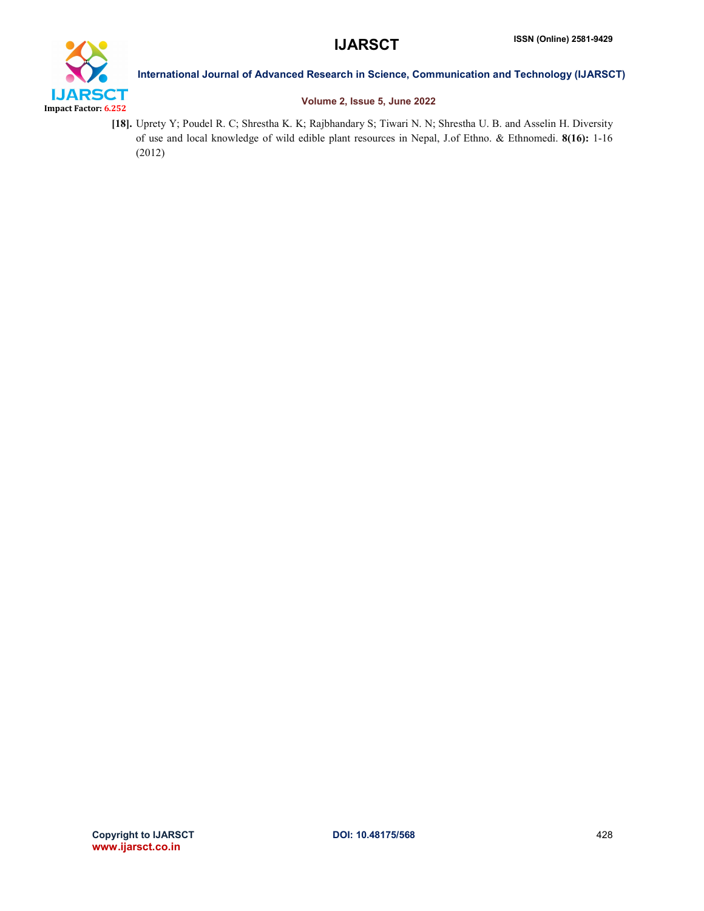[18]. Uprety Y; Poudel R. C; Shrestha K. K; Rajbhandary S; Tiwari N. N; Shrestha U. B. and Asselin H. Diversity of use and local knowledge of wild edible plant resources in Nepal, J.of Ethno. & Ethnomedi. **8(16):** 1-16 (2012)